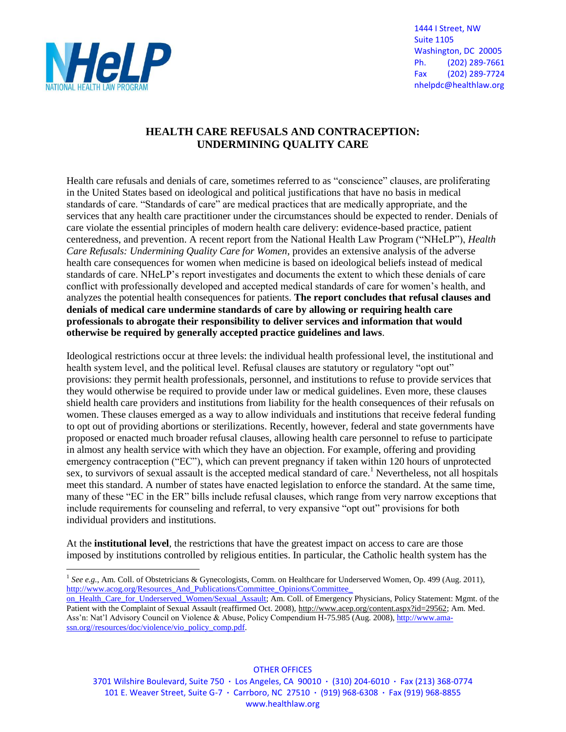NHeLP
NATIONAL HEALTH LAW PROGRAM

1444 I Street, NW
Suite 1105
Washington, DC 20005
Ph. (202) 289-7661
Fax (202) 289-7724
nhelpdc@healthlaw.org

# HEALTH CARE REFUSALS AND CONTRACEPTION: UNDERMINING QUALITY CARE

Health care refusals and denials of care, sometimes referred to as "conscience" clauses, are proliferating in the United States based on ideological and political justifications that have no basis in medical standards of care. "Standards of care" are medical practices that are medically appropriate, and the services that any health care practitioner under the circumstances should be expected to render. Denials of care violate the essential principles of modern health care delivery: evidence-based practice, patient centeredness, and prevention. A recent report from the National Health Law Program ("NHeLP"), *Health Care Refusals: Undermining Quality Care for Women*, provides an extensive analysis of the adverse health care consequences for women when medicine is based on ideological beliefs instead of medical standards of care. NHeLP's report investigates and documents the extent to which these denials of care conflict with professionally developed and accepted medical standards of care for women's health, and analyzes the potential health consequences for patients. **The report concludes that refusal clauses and denials of medical care undermine standards of care by allowing or requiring health care professionals to abrogate their responsibility to deliver services and information that would otherwise be required by generally accepted practice guidelines and laws**.

Ideological restrictions occur at three levels: the individual health professional level, the institutional and health system level, and the political level. Refusal clauses are statutory or regulatory "opt out" provisions: they permit health professionals, personnel, and institutions to refuse to provide services that they would otherwise be required to provide under law or medical guidelines. Even more, these clauses shield health care providers and institutions from liability for the health consequences of their refusals on women. These clauses emerged as a way to allow individuals and institutions that receive federal funding to opt out of providing abortions or sterilizations. Recently, however, federal and state governments have proposed or enacted much broader refusal clauses, allowing health care personnel to refuse to participate in almost any health service with which they have an objection. For example, offering and providing emergency contraception ("EC"), which can prevent pregnancy if taken within 120 hours of unprotected sex, to survivors of sexual assault is the accepted medical standard of care.[1] Nevertheless, not all hospitals meet this standard. A number of states have enacted legislation to enforce the standard. At the same time, many of these "EC in the ER" bills include refusal clauses, which range from very narrow exceptions that include requirements for counseling and referral, to very expansive "opt out" provisions for both individual providers and institutions.

At the **institutional level**, the restrictions that have the greatest impact on access to care are those imposed by institutions controlled by religious entities. In particular, the Catholic health system has the

[1] *See e.g.*, Am. Coll. of Obstetricians & Gynecologists, Comm. on Healthcare for Underserved Women, Op. 499 (Aug. 2011), http://www.acog.org/Resources_And_Publications/Committee_Opinions/Committee_on_Health_Care_for_Underserved_Women/Sexual_Assault; Am. Coll. of Emergency Physicians, Policy Statement: Mgmt. of the Patient with the Complaint of Sexual Assault (reaffirmed Oct. 2008), http://www.acep.org/content.aspx?id=29562; Am. Med. Ass'n: Nat'l Advisory Council on Violence & Abuse, Policy Compendium H-75.985 (Aug. 2008), http://www.ama-ssn.org//resources/doc/violence/vio_policy_comp.pdf.

OTHER OFFICES
3701 Wilshire Boulevard, Suite 750 · Los Angeles, CA 90010 · (310) 204-6010 · Fax (213) 368-0774
101 E. Weaver Street, Suite G-7 · Carrboro, NC 27510 · (919) 968-6308 · Fax (919) 968-8855
www.healthlaw.org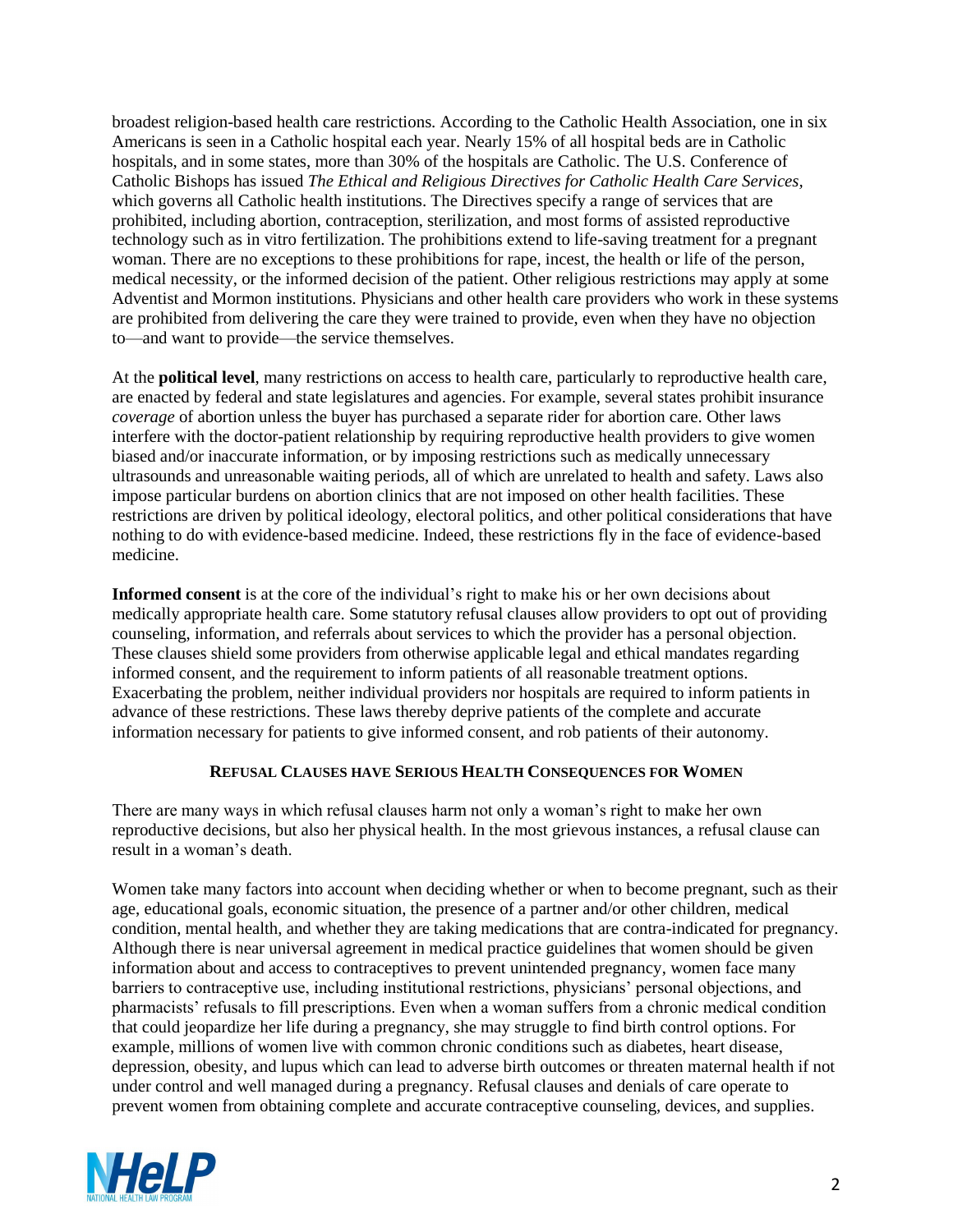broadest religion-based health care restrictions. According to the Catholic Health Association, one in six Americans is seen in a Catholic hospital each year. Nearly 15% of all hospital beds are in Catholic hospitals, and in some states, more than 30% of the hospitals are Catholic. The U.S. Conference of Catholic Bishops has issued *The Ethical and Religious Directives for Catholic Health Care Services,* which governs all Catholic health institutions. The Directives specify a range of services that are prohibited, including abortion, contraception, sterilization, and most forms of assisted reproductive technology such as in vitro fertilization. The prohibitions extend to life-saving treatment for a pregnant woman. There are no exceptions to these prohibitions for rape, incest, the health or life of the person, medical necessity, or the informed decision of the patient. Other religious restrictions may apply at some Adventist and Mormon institutions. Physicians and other health care providers who work in these systems are prohibited from delivering the care they were trained to provide, even when they have no objection to—and want to provide—the service themselves.

At the **political level**, many restrictions on access to health care, particularly to reproductive health care, are enacted by federal and state legislatures and agencies. For example, several states prohibit insurance *coverage* of abortion unless the buyer has purchased a separate rider for abortion care. Other laws interfere with the doctor-patient relationship by requiring reproductive health providers to give women biased and/or inaccurate information, or by imposing restrictions such as medically unnecessary ultrasounds and unreasonable waiting periods, all of which are unrelated to health and safety. Laws also impose particular burdens on abortion clinics that are not imposed on other health facilities. These restrictions are driven by political ideology, electoral politics, and other political considerations that have nothing to do with evidence-based medicine. Indeed, these restrictions fly in the face of evidence-based medicine.

**Informed consent** is at the core of the individual's right to make his or her own decisions about medically appropriate health care. Some statutory refusal clauses allow providers to opt out of providing counseling, information, and referrals about services to which the provider has a personal objection. These clauses shield some providers from otherwise applicable legal and ethical mandates regarding informed consent, and the requirement to inform patients of all reasonable treatment options. Exacerbating the problem, neither individual providers nor hospitals are required to inform patients in advance of these restrictions. These laws thereby deprive patients of the complete and accurate information necessary for patients to give informed consent, and rob patients of their autonomy.

## Refusal Clauses have Serious Health Consequences for Women

There are many ways in which refusal clauses harm not only a woman's right to make her own reproductive decisions, but also her physical health. In the most grievous instances, a refusal clause can result in a woman's death.

Women take many factors into account when deciding whether or when to become pregnant, such as their age, educational goals, economic situation, the presence of a partner and/or other children, medical condition, mental health, and whether they are taking medications that are contra-indicated for pregnancy. Although there is near universal agreement in medical practice guidelines that women should be given information about and access to contraceptives to prevent unintended pregnancy, women face many barriers to contraceptive use, including institutional restrictions, physicians' personal objections, and pharmacists' refusals to fill prescriptions. Even when a woman suffers from a chronic medical condition that could jeopardize her life during a pregnancy, she may struggle to find birth control options. For example, millions of women live with common chronic conditions such as diabetes, heart disease, depression, obesity, and lupus which can lead to adverse birth outcomes or threaten maternal health if not under control and well managed during a pregnancy. Refusal clauses and denials of care operate to prevent women from obtaining complete and accurate contraceptive counseling, devices, and supplies.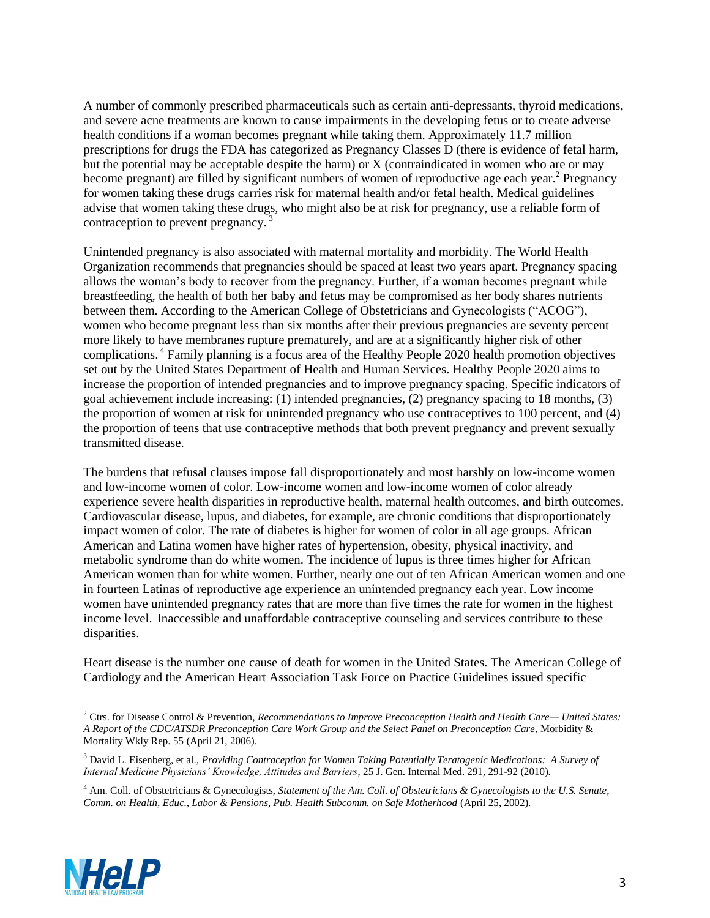A number of commonly prescribed pharmaceuticals such as certain anti-depressants, thyroid medications, and severe acne treatments are known to cause impairments in the developing fetus or to create adverse health conditions if a woman becomes pregnant while taking them. Approximately 11.7 million prescriptions for drugs the FDA has categorized as Pregnancy Classes D (there is evidence of fetal harm, but the potential may be acceptable despite the harm) or X (contraindicated in women who are or may become pregnant) are filled by significant numbers of women of reproductive age each year.[2] Pregnancy for women taking these drugs carries risk for maternal health and/or fetal health. Medical guidelines advise that women taking these drugs, who might also be at risk for pregnancy, use a reliable form of contraception to prevent pregnancy.[3]

Unintended pregnancy is also associated with maternal mortality and morbidity. The World Health Organization recommends that pregnancies should be spaced at least two years apart. Pregnancy spacing allows the woman's body to recover from the pregnancy. Further, if a woman becomes pregnant while breastfeeding, the health of both her baby and fetus may be compromised as her body shares nutrients between them. According to the American College of Obstetricians and Gynecologists ("ACOG"), women who become pregnant less than six months after their previous pregnancies are seventy percent more likely to have membranes rupture prematurely, and are at a significantly higher risk of other complications.[4] Family planning is a focus area of the Healthy People 2020 health promotion objectives set out by the United States Department of Health and Human Services. Healthy People 2020 aims to increase the proportion of intended pregnancies and to improve pregnancy spacing. Specific indicators of goal achievement include increasing: (1) intended pregnancies, (2) pregnancy spacing to 18 months, (3) the proportion of women at risk for unintended pregnancy who use contraceptives to 100 percent, and (4) the proportion of teens that use contraceptive methods that both prevent pregnancy and prevent sexually transmitted disease.

The burdens that refusal clauses impose fall disproportionately and most harshly on low-income women and low-income women of color. Low-income women and low-income women of color already experience severe health disparities in reproductive health, maternal health outcomes, and birth outcomes. Cardiovascular disease, lupus, and diabetes, for example, are chronic conditions that disproportionately impact women of color. The rate of diabetes is higher for women of color in all age groups. African American and Latina women have higher rates of hypertension, obesity, physical inactivity, and metabolic syndrome than do white women. The incidence of lupus is three times higher for African American women than for white women. Further, nearly one out of ten African American women and one in fourteen Latinas of reproductive age experience an unintended pregnancy each year. Low income women have unintended pregnancy rates that are more than five times the rate for women in the highest income level. Inaccessible and unaffordable contraceptive counseling and services contribute to these disparities.

Heart disease is the number one cause of death for women in the United States. The American College of Cardiology and the American Heart Association Task Force on Practice Guidelines issued specific

---

[2] Ctrs. for Disease Control & Prevention, *Recommendations to Improve Preconception Health and Health Care— United States: A Report of the CDC/ATSDR Preconception Care Work Group and the Select Panel on Preconception Care*, Morbidity & Mortality Wkly Rep. 55 (April 21, 2006).

[3] David L. Eisenberg, et al., *Providing Contraception for Women Taking Potentially Teratogenic Medications: A Survey of Internal Medicine Physicians' Knowledge, Attitudes and Barriers*, 25 J. Gen. Internal Med. 291, 291-92 (2010).

[4] Am. Coll. of Obstetricians & Gynecologists, *Statement of the Am. Coll. of Obstetricians & Gynecologists to the U.S. Senate, Comm. on Health, Educ., Labor & Pensions, Pub. Health Subcomm. on Safe Motherhood* (April 25, 2002).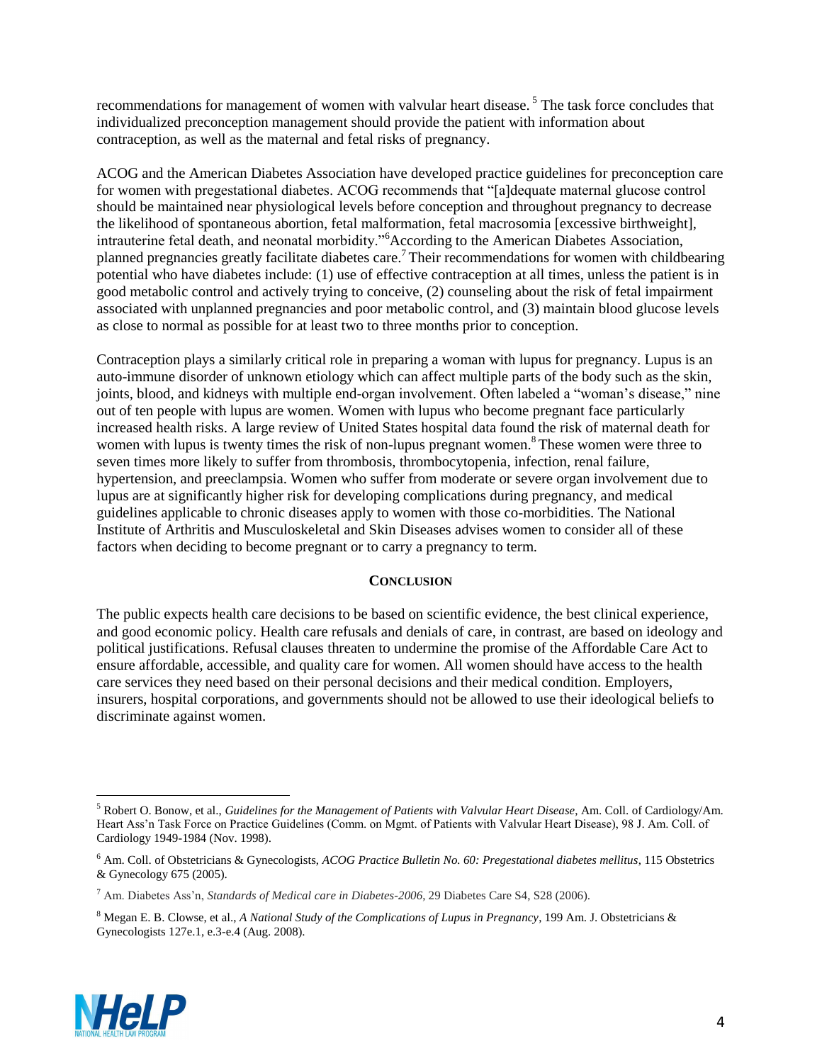recommendations for management of women with valvular heart disease.[5] The task force concludes that individualized preconception management should provide the patient with information about contraception, as well as the maternal and fetal risks of pregnancy.

ACOG and the American Diabetes Association have developed practice guidelines for preconception care for women with pregestational diabetes. ACOG recommends that "[a]dequate maternal glucose control should be maintained near physiological levels before conception and throughout pregnancy to decrease the likelihood of spontaneous abortion, fetal malformation, fetal macrosomia [excessive birthweight], intrauterine fetal death, and neonatal morbidity."[6] According to the American Diabetes Association, planned pregnancies greatly facilitate diabetes care.[7] Their recommendations for women with childbearing potential who have diabetes include: (1) use of effective contraception at all times, unless the patient is in good metabolic control and actively trying to conceive, (2) counseling about the risk of fetal impairment associated with unplanned pregnancies and poor metabolic control, and (3) maintain blood glucose levels as close to normal as possible for at least two to three months prior to conception.

Contraception plays a similarly critical role in preparing a woman with lupus for pregnancy. Lupus is an auto-immune disorder of unknown etiology which can affect multiple parts of the body such as the skin, joints, blood, and kidneys with multiple end-organ involvement. Often labeled a "woman's disease," nine out of ten people with lupus are women. Women with lupus who become pregnant face particularly increased health risks. A large review of United States hospital data found the risk of maternal death for women with lupus is twenty times the risk of non-lupus pregnant women.[8] These women were three to seven times more likely to suffer from thrombosis, thrombocytopenia, infection, renal failure, hypertension, and preeclampsia. Women who suffer from moderate or severe organ involvement due to lupus are at significantly higher risk for developing complications during pregnancy, and medical guidelines applicable to chronic diseases apply to women with those co-morbidities. The National Institute of Arthritis and Musculoskeletal and Skin Diseases advises women to consider all of these factors when deciding to become pregnant or to carry a pregnancy to term.

## CONCLUSION

The public expects health care decisions to be based on scientific evidence, the best clinical experience, and good economic policy. Health care refusals and denials of care, in contrast, are based on ideology and political justifications. Refusal clauses threaten to undermine the promise of the Affordable Care Act to ensure affordable, accessible, and quality care for women. All women should have access to the health care services they need based on their personal decisions and their medical condition. Employers, insurers, hospital corporations, and governments should not be allowed to use their ideological beliefs to discriminate against women.

---

[5] Robert O. Bonow, et al., *Guidelines for the Management of Patients with Valvular Heart Disease*, Am. Coll. of Cardiology/Am. Heart Ass'n Task Force on Practice Guidelines (Comm. on Mgmt. of Patients with Valvular Heart Disease), 98 J. Am. Coll. of Cardiology 1949-1984 (Nov. 1998).

[6] Am. Coll. of Obstetricians & Gynecologists, *ACOG Practice Bulletin No. 60: Pregestational diabetes mellitus*, 115 Obstetrics & Gynecology 675 (2005).

[7] Am. Diabetes Ass'n, *Standards of Medical care in Diabetes-2006*, 29 Diabetes Care S4, S28 (2006).

[8] Megan E. B. Clowse, et al., *A National Study of the Complications of Lupus in Pregnancy*, 199 Am. J. Obstetricians & Gynecologists 127e.1, e.3-e.4 (Aug. 2008).